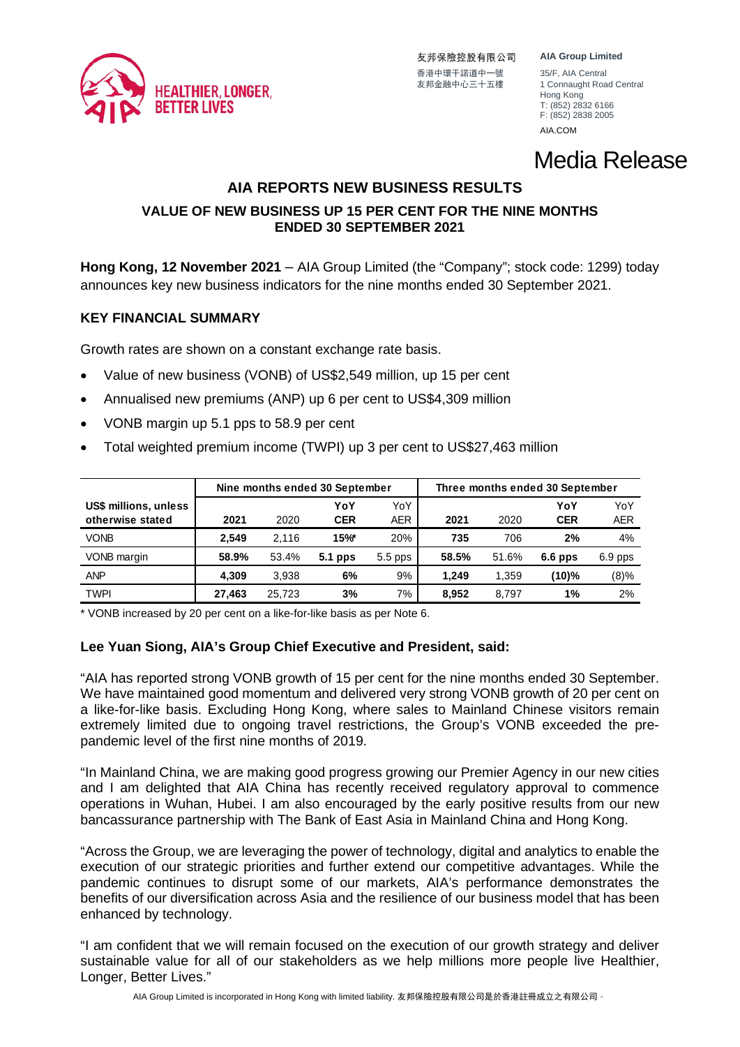HEALTHIER, LONGER, BETTER LIVES

友邦保險控股有限公司
香港中環干諾道中一號
友邦金融中心三十五樓

**AIA Group Limited**
35/F, AIA Central
1 Connaught Road Central
Hong Kong
T: (852) 2832 6166
F: (852) 2838 2005
AIA.COM

# Media Release

## AIA REPORTS NEW BUSINESS RESULTS

### VALUE OF NEW BUSINESS UP 15 PER CENT FOR THE NINE MONTHS ENDED 30 SEPTEMBER 2021

**Hong Kong, 12 November 2021** – AIA Group Limited (the "Company"; stock code: 1299) today announces key new business indicators for the nine months ended 30 September 2021.

### KEY FINANCIAL SUMMARY

Growth rates are shown on a constant exchange rate basis.

- Value of new business (VONB) of US$2,549 million, up 15 per cent
- Annualised new premiums (ANP) up 6 per cent to US$4,309 million
- VONB margin up 5.1 pps to 58.9 per cent
- Total weighted premium income (TWPI) up 3 per cent to US$27,463 million

| US$ millions, unless otherwise stated | Nine months ended 30 September | | | | Three months ended 30 September | | | |
|---|---|---|---|---|---|---|---|---|
| | **2021** | 2020 | **YoY CER** | YoY AER | **2021** | 2020 | **YoY CER** | YoY AER |
| VONB | **2,549** | 2,116 | **15%*** | 20% | **735** | 706 | **2%** | 4% |
| VONB margin | **58.9%** | 53.4% | **5.1 pps** | 5.5 pps | **58.5%** | 51.6% | **6.6 pps** | 6.9 pps |
| ANP | **4,309** | 3,938 | **6%** | 9% | **1,249** | 1,359 | **(10)%** | (8)% |
| TWPI | **27,463** | 25,723 | **3%** | 7% | **8,952** | 8,797 | **1%** | 2% |

* VONB increased by 20 per cent on a like-for-like basis as per Note 6.

**Lee Yuan Siong, AIA's Group Chief Executive and President, said:**

"AIA has reported strong VONB growth of 15 per cent for the nine months ended 30 September. We have maintained good momentum and delivered very strong VONB growth of 20 per cent on a like-for-like basis. Excluding Hong Kong, where sales to Mainland Chinese visitors remain extremely limited due to ongoing travel restrictions, the Group's VONB exceeded the pre-pandemic level of the first nine months of 2019.

"In Mainland China, we are making good progress growing our Premier Agency in our new cities and I am delighted that AIA China has recently received regulatory approval to commence operations in Wuhan, Hubei. I am also encouraged by the early positive results from our new bancassurance partnership with The Bank of East Asia in Mainland China and Hong Kong.

"Across the Group, we are leveraging the power of technology, digital and analytics to enable the execution of our strategic priorities and further extend our competitive advantages. While the pandemic continues to disrupt some of our markets, AIA's performance demonstrates the benefits of our diversification across Asia and the resilience of our business model that has been enhanced by technology.

"I am confident that we will remain focused on the execution of our growth strategy and deliver sustainable value for all of our stakeholders as we help millions more people live Healthier, Longer, Better Lives."

AIA Group Limited is incorporated in Hong Kong with limited liability. 友邦保險控股有限公司是於香港註冊成立之有限公司。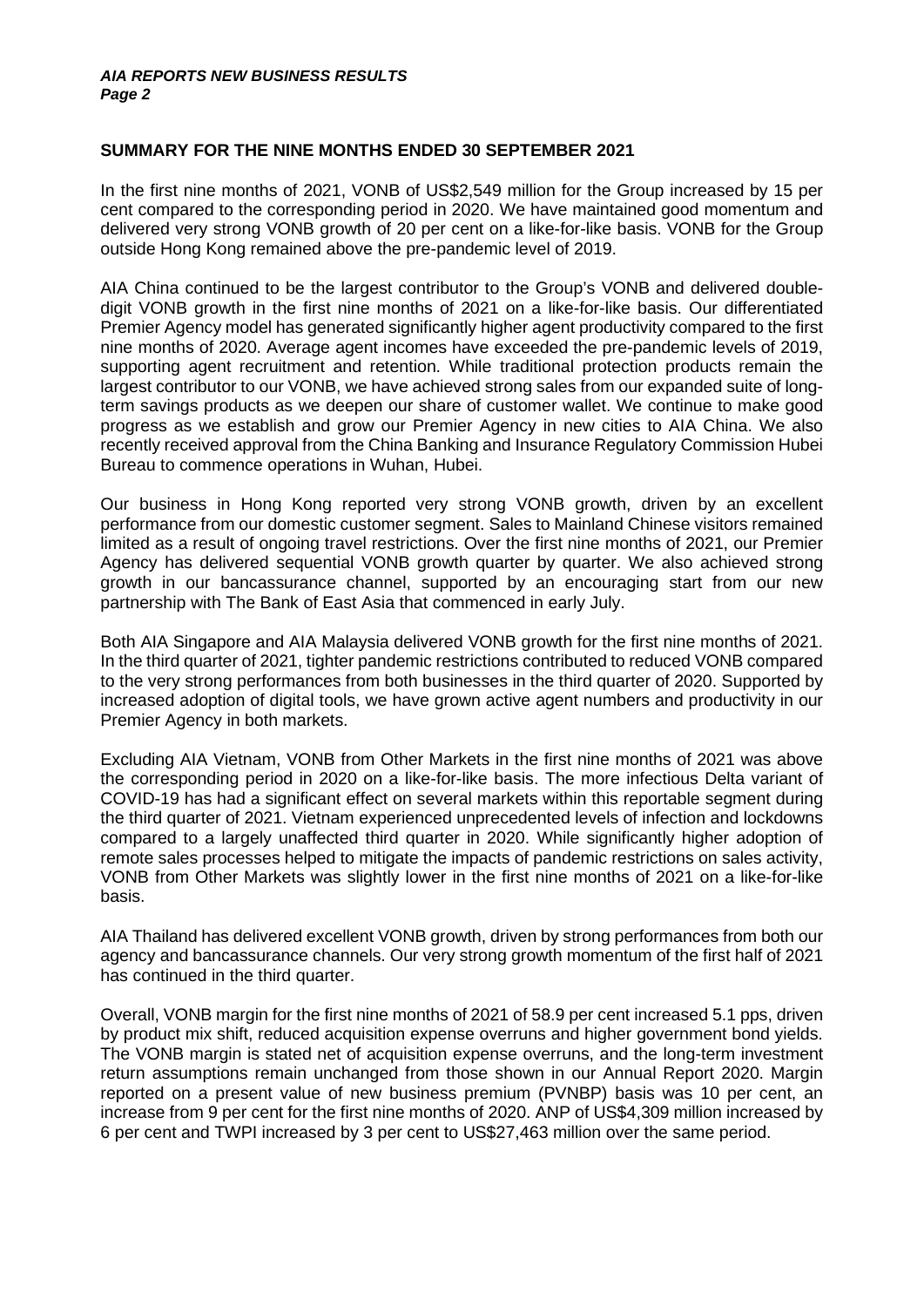## SUMMARY FOR THE NINE MONTHS ENDED 30 SEPTEMBER 2021

In the first nine months of 2021, VONB of US$2,549 million for the Group increased by 15 per cent compared to the corresponding period in 2020. We have maintained good momentum and delivered very strong VONB growth of 20 per cent on a like-for-like basis. VONB for the Group outside Hong Kong remained above the pre-pandemic level of 2019.

AIA China continued to be the largest contributor to the Group's VONB and delivered double-digit VONB growth in the first nine months of 2021 on a like-for-like basis. Our differentiated Premier Agency model has generated significantly higher agent productivity compared to the first nine months of 2020. Average agent incomes have exceeded the pre-pandemic levels of 2019, supporting agent recruitment and retention. While traditional protection products remain the largest contributor to our VONB, we have achieved strong sales from our expanded suite of long-term savings products as we deepen our share of customer wallet. We continue to make good progress as we establish and grow our Premier Agency in new cities to AIA China. We also recently received approval from the China Banking and Insurance Regulatory Commission Hubei Bureau to commence operations in Wuhan, Hubei.

Our business in Hong Kong reported very strong VONB growth, driven by an excellent performance from our domestic customer segment. Sales to Mainland Chinese visitors remained limited as a result of ongoing travel restrictions. Over the first nine months of 2021, our Premier Agency has delivered sequential VONB growth quarter by quarter. We also achieved strong growth in our bancassurance channel, supported by an encouraging start from our new partnership with The Bank of East Asia that commenced in early July.

Both AIA Singapore and AIA Malaysia delivered VONB growth for the first nine months of 2021. In the third quarter of 2021, tighter pandemic restrictions contributed to reduced VONB compared to the very strong performances from both businesses in the third quarter of 2020. Supported by increased adoption of digital tools, we have grown active agent numbers and productivity in our Premier Agency in both markets.

Excluding AIA Vietnam, VONB from Other Markets in the first nine months of 2021 was above the corresponding period in 2020 on a like-for-like basis. The more infectious Delta variant of COVID-19 has had a significant effect on several markets within this reportable segment during the third quarter of 2021. Vietnam experienced unprecedented levels of infection and lockdowns compared to a largely unaffected third quarter in 2020. While significantly higher adoption of remote sales processes helped to mitigate the impacts of pandemic restrictions on sales activity, VONB from Other Markets was slightly lower in the first nine months of 2021 on a like-for-like basis.

AIA Thailand has delivered excellent VONB growth, driven by strong performances from both our agency and bancassurance channels. Our very strong growth momentum of the first half of 2021 has continued in the third quarter.

Overall, VONB margin for the first nine months of 2021 of 58.9 per cent increased 5.1 pps, driven by product mix shift, reduced acquisition expense overruns and higher government bond yields. The VONB margin is stated net of acquisition expense overruns, and the long-term investment return assumptions remain unchanged from those shown in our Annual Report 2020. Margin reported on a present value of new business premium (PVNBP) basis was 10 per cent, an increase from 9 per cent for the first nine months of 2020. ANP of US$4,309 million increased by 6 per cent and TWPI increased by 3 per cent to US$27,463 million over the same period.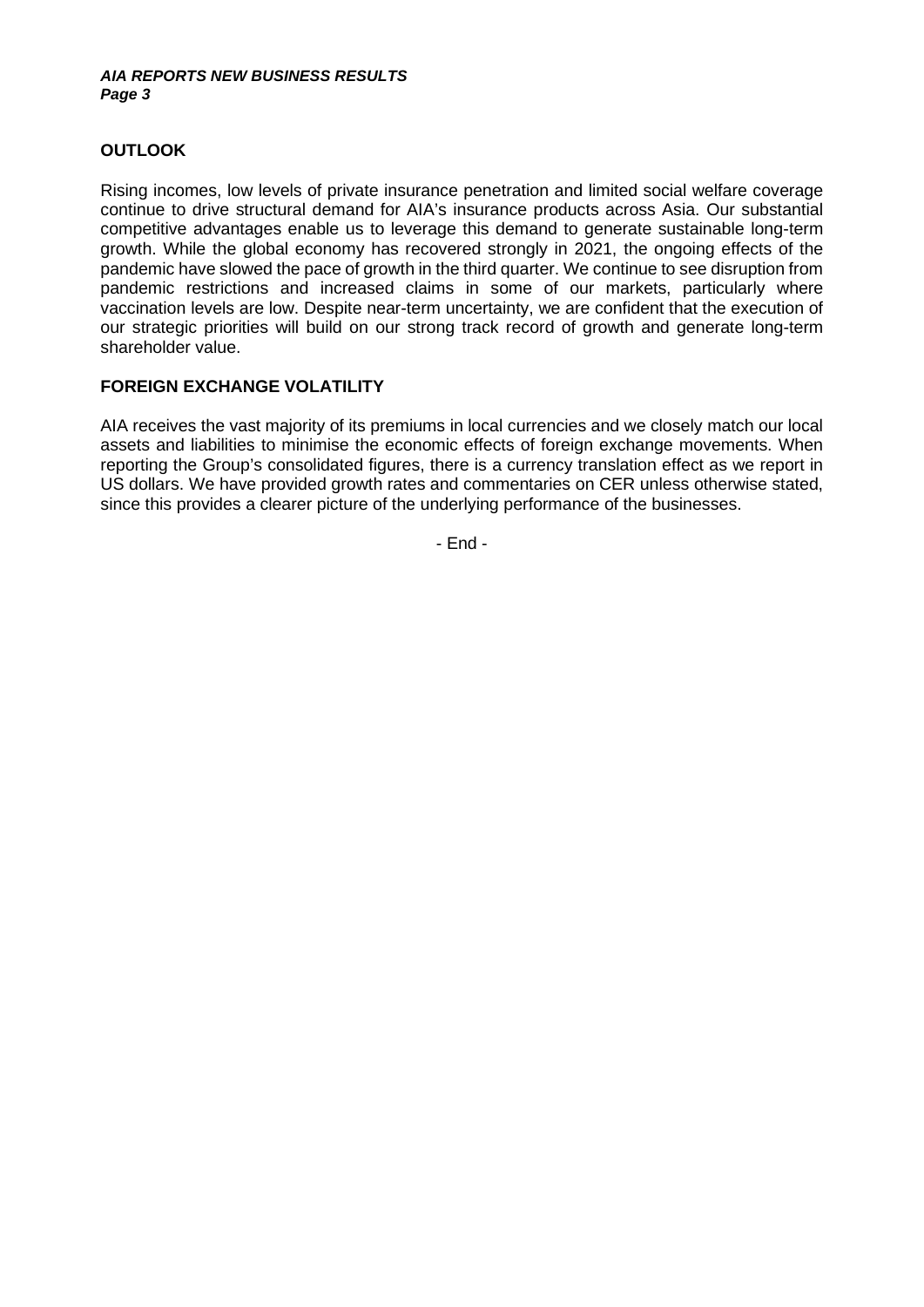## OUTLOOK

Rising incomes, low levels of private insurance penetration and limited social welfare coverage continue to drive structural demand for AIA's insurance products across Asia. Our substantial competitive advantages enable us to leverage this demand to generate sustainable long-term growth. While the global economy has recovered strongly in 2021, the ongoing effects of the pandemic have slowed the pace of growth in the third quarter. We continue to see disruption from pandemic restrictions and increased claims in some of our markets, particularly where vaccination levels are low. Despite near-term uncertainty, we are confident that the execution of our strategic priorities will build on our strong track record of growth and generate long-term shareholder value.

## FOREIGN EXCHANGE VOLATILITY

AIA receives the vast majority of its premiums in local currencies and we closely match our local assets and liabilities to minimise the economic effects of foreign exchange movements. When reporting the Group's consolidated figures, there is a currency translation effect as we report in US dollars. We have provided growth rates and commentaries on CER unless otherwise stated, since this provides a clearer picture of the underlying performance of the businesses.

- End -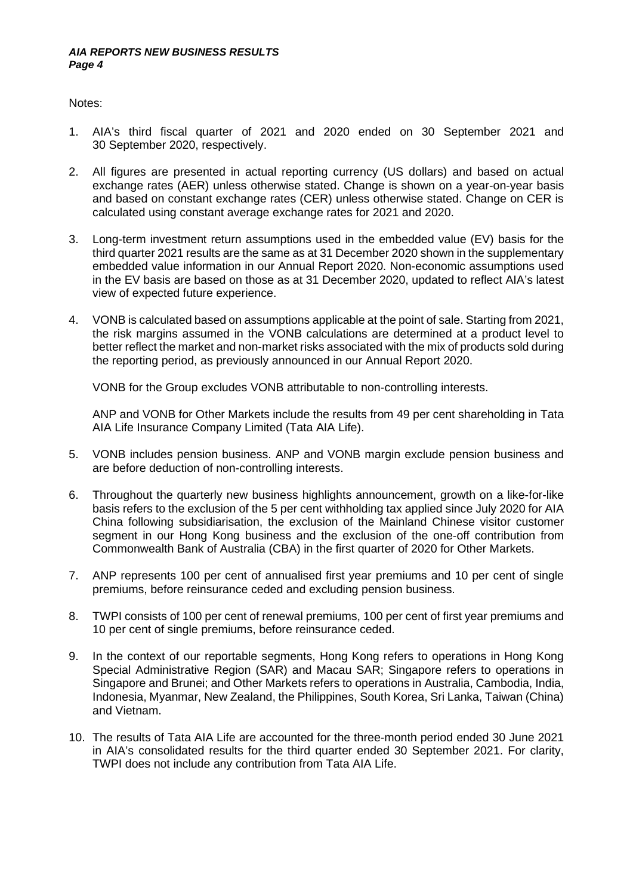Notes:

1. AIA's third fiscal quarter of 2021 and 2020 ended on 30 September 2021 and 30 September 2020, respectively.

2. All figures are presented in actual reporting currency (US dollars) and based on actual exchange rates (AER) unless otherwise stated. Change is shown on a year-on-year basis and based on constant exchange rates (CER) unless otherwise stated. Change on CER is calculated using constant average exchange rates for 2021 and 2020.

3. Long-term investment return assumptions used in the embedded value (EV) basis for the third quarter 2021 results are the same as at 31 December 2020 shown in the supplementary embedded value information in our Annual Report 2020. Non-economic assumptions used in the EV basis are based on those as at 31 December 2020, updated to reflect AIA's latest view of expected future experience.

4. VONB is calculated based on assumptions applicable at the point of sale. Starting from 2021, the risk margins assumed in the VONB calculations are determined at a product level to better reflect the market and non-market risks associated with the mix of products sold during the reporting period, as previously announced in our Annual Report 2020.

   VONB for the Group excludes VONB attributable to non-controlling interests.

   ANP and VONB for Other Markets include the results from 49 per cent shareholding in Tata AIA Life Insurance Company Limited (Tata AIA Life).

5. VONB includes pension business. ANP and VONB margin exclude pension business and are before deduction of non-controlling interests.

6. Throughout the quarterly new business highlights announcement, growth on a like-for-like basis refers to the exclusion of the 5 per cent withholding tax applied since July 2020 for AIA China following subsidiarisation, the exclusion of the Mainland Chinese visitor customer segment in our Hong Kong business and the exclusion of the one-off contribution from Commonwealth Bank of Australia (CBA) in the first quarter of 2020 for Other Markets.

7. ANP represents 100 per cent of annualised first year premiums and 10 per cent of single premiums, before reinsurance ceded and excluding pension business.

8. TWPI consists of 100 per cent of renewal premiums, 100 per cent of first year premiums and 10 per cent of single premiums, before reinsurance ceded.

9. In the context of our reportable segments, Hong Kong refers to operations in Hong Kong Special Administrative Region (SAR) and Macau SAR; Singapore refers to operations in Singapore and Brunei; and Other Markets refers to operations in Australia, Cambodia, India, Indonesia, Myanmar, New Zealand, the Philippines, South Korea, Sri Lanka, Taiwan (China) and Vietnam.

10. The results of Tata AIA Life are accounted for the three-month period ended 30 June 2021 in AIA's consolidated results for the third quarter ended 30 September 2021. For clarity, TWPI does not include any contribution from Tata AIA Life.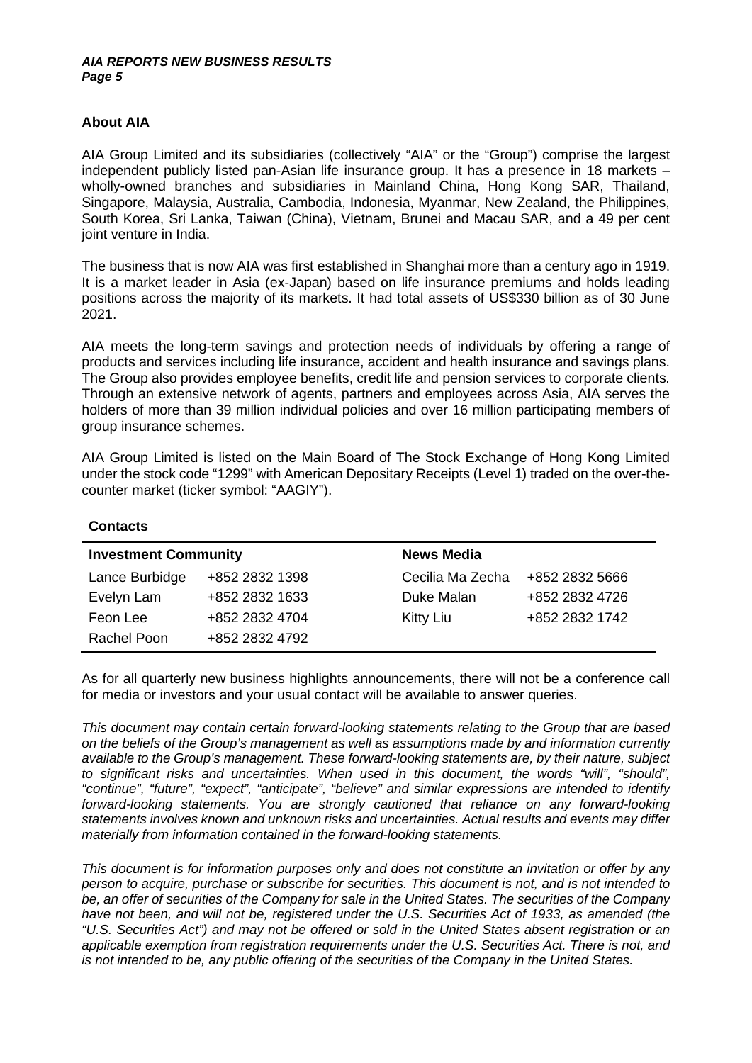## About AIA

AIA Group Limited and its subsidiaries (collectively "AIA" or the "Group") comprise the largest independent publicly listed pan-Asian life insurance group. It has a presence in 18 markets – wholly-owned branches and subsidiaries in Mainland China, Hong Kong SAR, Thailand, Singapore, Malaysia, Australia, Cambodia, Indonesia, Myanmar, New Zealand, the Philippines, South Korea, Sri Lanka, Taiwan (China), Vietnam, Brunei and Macau SAR, and a 49 per cent joint venture in India.

The business that is now AIA was first established in Shanghai more than a century ago in 1919. It is a market leader in Asia (ex-Japan) based on life insurance premiums and holds leading positions across the majority of its markets. It had total assets of US$330 billion as of 30 June 2021.

AIA meets the long-term savings and protection needs of individuals by offering a range of products and services including life insurance, accident and health insurance and savings plans. The Group also provides employee benefits, credit life and pension services to corporate clients. Through an extensive network of agents, partners and employees across Asia, AIA serves the holders of more than 39 million individual policies and over 16 million participating members of group insurance schemes.

AIA Group Limited is listed on the Main Board of The Stock Exchange of Hong Kong Limited under the stock code "1299" with American Depositary Receipts (Level 1) traded on the over-the-counter market (ticker symbol: "AAGIY").

**Contacts**

| **Investment Community** | | **News Media** | |
|---|---|---|---|
| Lance Burbidge | +852 2832 1398 | Cecilia Ma Zecha | +852 2832 5666 |
| Evelyn Lam | +852 2832 1633 | Duke Malan | +852 2832 4726 |
| Feon Lee | +852 2832 4704 | Kitty Liu | +852 2832 1742 |
| Rachel Poon | +852 2832 4792 | | |

As for all quarterly new business highlights announcements, there will not be a conference call for media or investors and your usual contact will be available to answer queries.

*This document may contain certain forward-looking statements relating to the Group that are based on the beliefs of the Group's management as well as assumptions made by and information currently available to the Group's management. These forward-looking statements are, by their nature, subject to significant risks and uncertainties. When used in this document, the words "will", "should", "continue", "future", "expect", "anticipate", "believe" and similar expressions are intended to identify forward-looking statements. You are strongly cautioned that reliance on any forward-looking statements involves known and unknown risks and uncertainties. Actual results and events may differ materially from information contained in the forward-looking statements.*

*This document is for information purposes only and does not constitute an invitation or offer by any person to acquire, purchase or subscribe for securities. This document is not, and is not intended to be, an offer of securities of the Company for sale in the United States. The securities of the Company have not been, and will not be, registered under the U.S. Securities Act of 1933, as amended (the "U.S. Securities Act") and may not be offered or sold in the United States absent registration or an applicable exemption from registration requirements under the U.S. Securities Act. There is not, and is not intended to be, any public offering of the securities of the Company in the United States.*